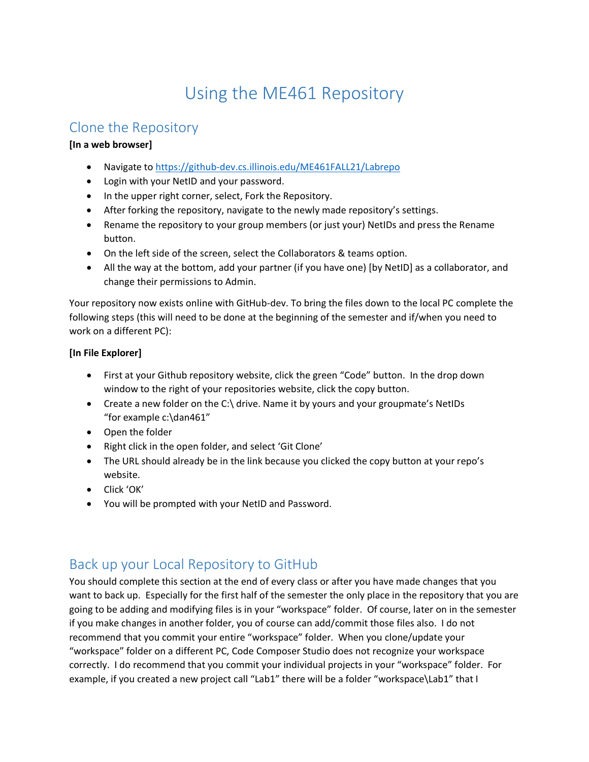# Using the ME461 Repository

## Clone the Repository

**[In a web browser]**

- Navigate to https://github-dev.cs.illinois.edu/ME461FALL21/Labrepo
- Login with your NetID and your password.
- In the upper right corner, select, Fork the Repository.
- After forking the repository, navigate to the newly made repository's settings.
- Rename the repository to your group members (or just your) NetIDs and press the Rename button.
- On the left side of the screen, select the Collaborators & teams option.
- All the way at the bottom, add your partner (if you have one) [by NetID] as a collaborator, and change their permissions to Admin.

Your repository now exists online with GitHub-dev. To bring the files down to the local PC complete the following steps (this will need to be done at the beginning of the semester and if/when you need to work on a different PC):

**[In File Explorer]**

- First at your Github repository website, click the green "Code" button. In the drop down window to the right of your repositories website, click the copy button.
- Create a new folder on the C:\ drive. Name it by yours and your groupmate's NetIDs "for example c:\dan461"
- Open the folder
- Right click in the open folder, and select 'Git Clone'
- The URL should already be in the link because you clicked the copy button at your repo's website.
- Click 'OK'
- You will be prompted with your NetID and Password.

## Back up your Local Repository to GitHub

You should complete this section at the end of every class or after you have made changes that you want to back up. Especially for the first half of the semester the only place in the repository that you are going to be adding and modifying files is in your "workspace" folder. Of course, later on in the semester if you make changes in another folder, you of course can add/commit those files also. I do not recommend that you commit your entire "workspace" folder. When you clone/update your "workspace" folder on a different PC, Code Composer Studio does not recognize your workspace correctly. I do recommend that you commit your individual projects in your "workspace" folder. For example, if you created a new project call "Lab1" there will be a folder "workspace\Lab1" that I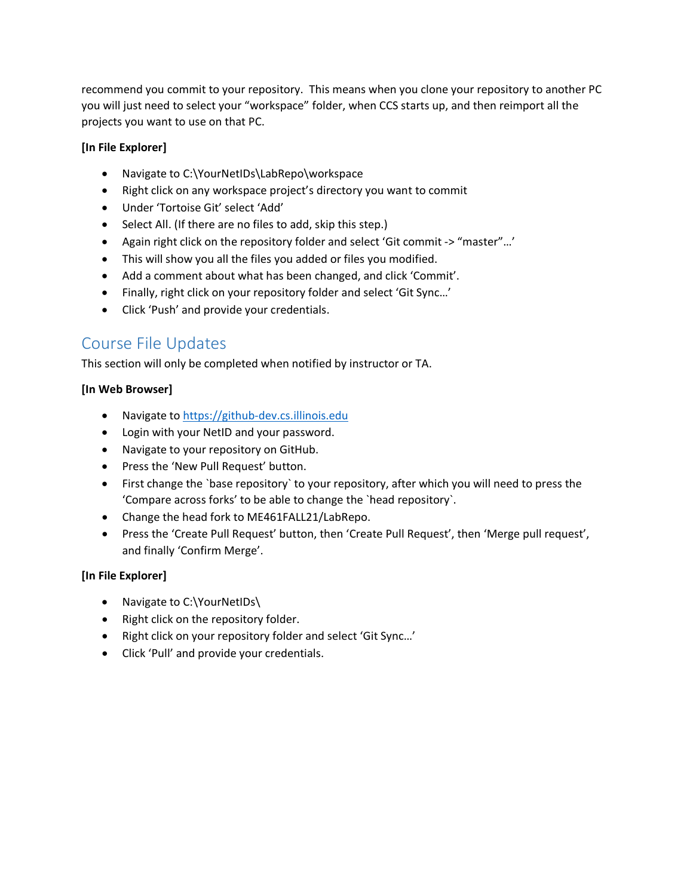recommend you commit to your repository. This means when you clone your repository to another PC you will just need to select your "workspace" folder, when CCS starts up, and then reimport all the projects you want to use on that PC.

**[In File Explorer]**

- Navigate to C:\YourNetIDs\LabRepo\workspace
- Right click on any workspace project's directory you want to commit
- Under 'Tortoise Git' select 'Add'
- Select All. (If there are no files to add, skip this step.)
- Again right click on the repository folder and select 'Git commit -> "master"…'
- This will show you all the files you added or files you modified.
- Add a comment about what has been changed, and click 'Commit'.
- Finally, right click on your repository folder and select 'Git Sync…'
- Click 'Push' and provide your credentials.

## Course File Updates

This section will only be completed when notified by instructor or TA.

**[In Web Browser]**

- Navigate to https://github-dev.cs.illinois.edu
- Login with your NetID and your password.
- Navigate to your repository on GitHub.
- Press the 'New Pull Request' button.
- First change the `base repository` to your repository, after which you will need to press the 'Compare across forks' to be able to change the `head repository`.
- Change the head fork to ME461FALL21/LabRepo.
- Press the 'Create Pull Request' button, then 'Create Pull Request', then 'Merge pull request', and finally 'Confirm Merge'.

**[In File Explorer]**

- Navigate to C:\YourNetIDs\
- Right click on the repository folder.
- Right click on your repository folder and select 'Git Sync…'
- Click 'Pull' and provide your credentials.